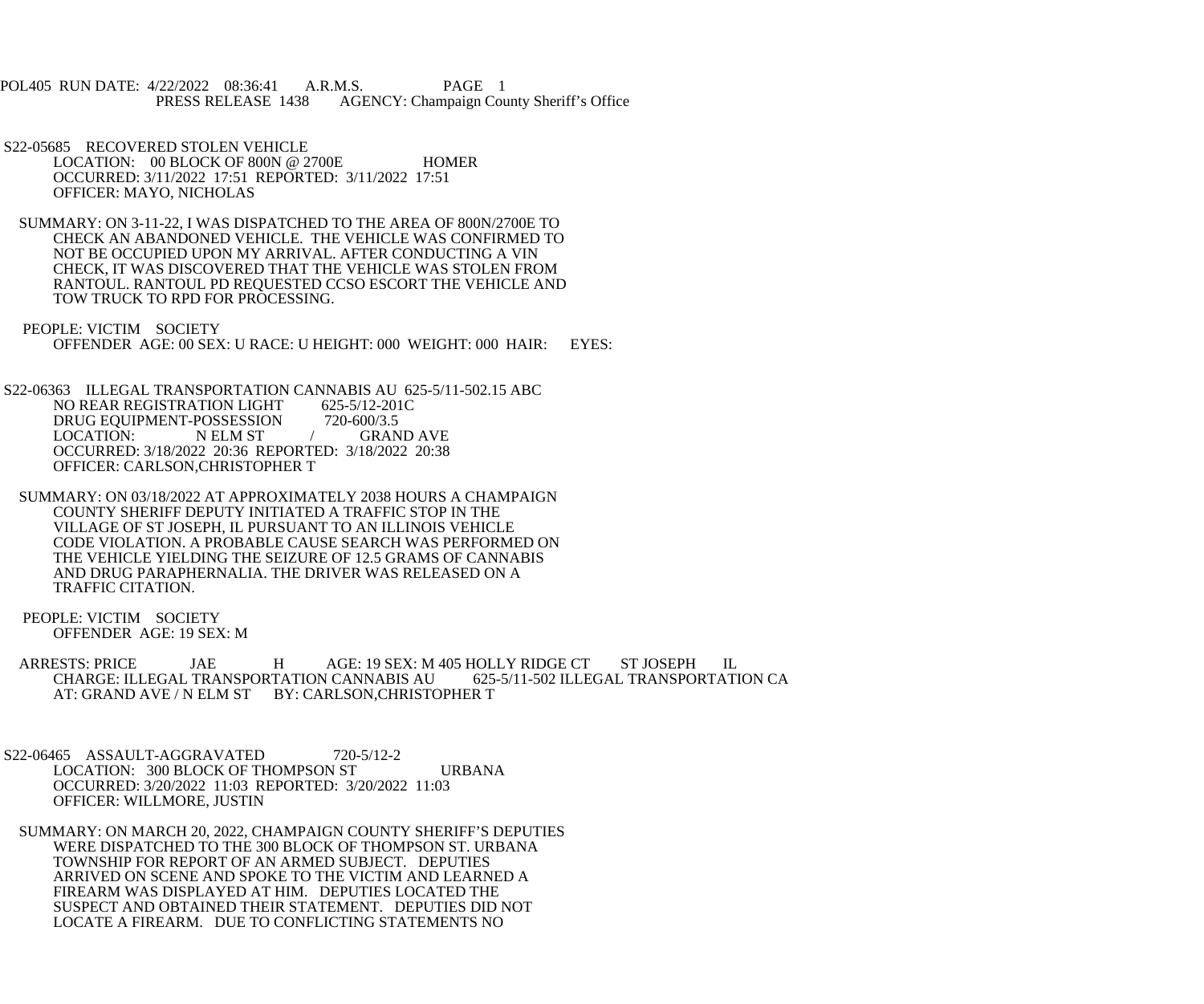POL405 RUN DATE: 4/22/2022 08:36:41 A.R.M.S. PAGE 1
PRESS RELEASE 1438 AGENCY: Champaign County Sheriff's Office

S22-05685 RECOVERED STOLEN VEHICLE
LOCATION: 00 BLOCK OF 800N @ 2700E HOMER
OCCURRED: 3/11/2022 17:51 REPORTED: 3/11/2022 17:51
OFFICER: MAYO, NICHOLAS

SUMMARY: ON 3-11-22, I WAS DISPATCHED TO THE AREA OF 800N/2700E TO CHECK AN ABANDONED VEHICLE. THE VEHICLE WAS CONFIRMED TO NOT BE OCCUPIED UPON MY ARRIVAL. AFTER CONDUCTING A VIN CHECK, IT WAS DISCOVERED THAT THE VEHICLE WAS STOLEN FROM RANTOUL. RANTOUL PD REQUESTED CCSO ESCORT THE VEHICLE AND TOW TRUCK TO RPD FOR PROCESSING.

PEOPLE: VICTIM SOCIETY
OFFENDER AGE: 00 SEX: U RACE: U HEIGHT: 000 WEIGHT: 000 HAIR: EYES:

S22-06363 ILLEGAL TRANSPORTATION CANNABIS AU 625-5/11-502.15 ABC
NO REAR REGISTRATION LIGHT 625-5/12-201C
DRUG EQUIPMENT-POSSESSION 720-600/3.5
LOCATION: N ELM ST / GRAND AVE
OCCURRED: 3/18/2022 20:36 REPORTED: 3/18/2022 20:38
OFFICER: CARLSON,CHRISTOPHER T

SUMMARY: ON 03/18/2022 AT APPROXIMATELY 2038 HOURS A CHAMPAIGN COUNTY SHERIFF DEPUTY INITIATED A TRAFFIC STOP IN THE VILLAGE OF ST JOSEPH, IL PURSUANT TO AN ILLINOIS VEHICLE CODE VIOLATION. A PROBABLE CAUSE SEARCH WAS PERFORMED ON THE VEHICLE YIELDING THE SEIZURE OF 12.5 GRAMS OF CANNABIS AND DRUG PARAPHERNALIA. THE DRIVER WAS RELEASED ON A TRAFFIC CITATION.

PEOPLE: VICTIM SOCIETY
OFFENDER AGE: 19 SEX: M

ARRESTS: PRICE JAE H AGE: 19 SEX: M 405 HOLLY RIDGE CT ST JOSEPH IL
CHARGE: ILLEGAL TRANSPORTATION CANNABIS AU 625-5/11-502 ILLEGAL TRANSPORTATION CA
AT: GRAND AVE / N ELM ST BY: CARLSON,CHRISTOPHER T

S22-06465 ASSAULT-AGGRAVATED 720-5/12-2
LOCATION: 300 BLOCK OF THOMPSON ST URBANA
OCCURRED: 3/20/2022 11:03 REPORTED: 3/20/2022 11:03
OFFICER: WILLMORE, JUSTIN

SUMMARY: ON MARCH 20, 2022, CHAMPAIGN COUNTY SHERIFF'S DEPUTIES WERE DISPATCHED TO THE 300 BLOCK OF THOMPSON ST. URBANA TOWNSHIP FOR REPORT OF AN ARMED SUBJECT. DEPUTIES ARRIVED ON SCENE AND SPOKE TO THE VICTIM AND LEARNED A FIREARM WAS DISPLAYED AT HIM. DEPUTIES LOCATED THE SUSPECT AND OBTAINED THEIR STATEMENT. DEPUTIES DID NOT LOCATE A FIREARM. DUE TO CONFLICTING STATEMENTS NO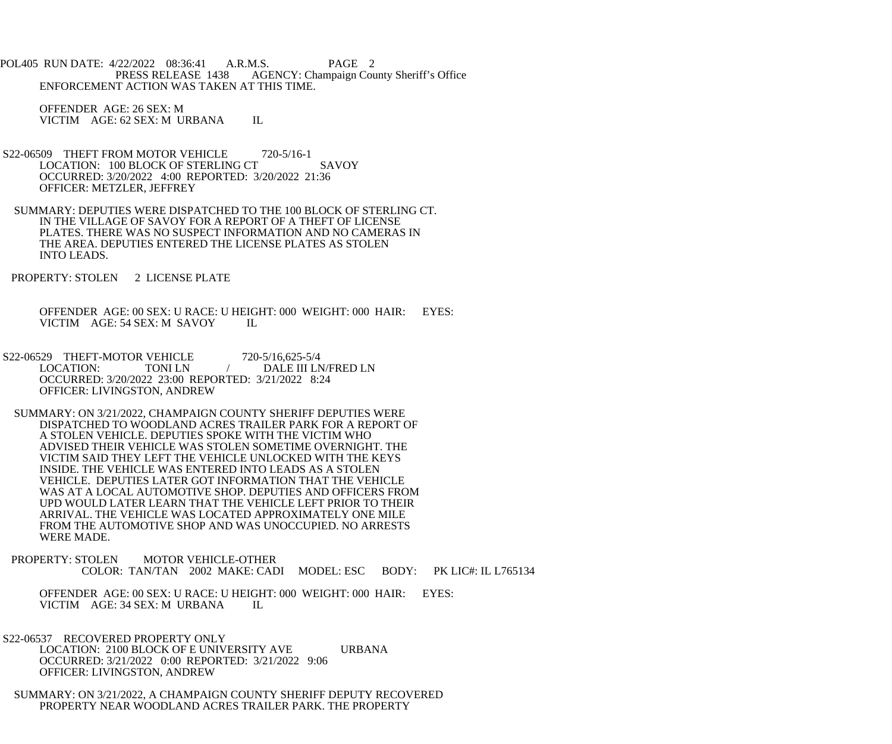ENFORCEMENT ACTION WAS TAKEN AT THIS TIME.

OFFENDER AGE: 26 SEX: M
VICTIM AGE: 62 SEX: M URBANA IL

S22-06509 THEFT FROM MOTOR VEHICLE 720-5/16-1
LOCATION: 100 BLOCK OF STERLING CT SAVOY
OCCURRED: 3/20/2022 4:00 REPORTED: 3/20/2022 21:36
OFFICER: METZLER, JEFFREY

SUMMARY: DEPUTIES WERE DISPATCHED TO THE 100 BLOCK OF STERLING CT. IN THE VILLAGE OF SAVOY FOR A REPORT OF A THEFT OF LICENSE PLATES. THERE WAS NO SUSPECT INFORMATION AND NO CAMERAS IN THE AREA. DEPUTIES ENTERED THE LICENSE PLATES AS STOLEN INTO LEADS.

PROPERTY: STOLEN 2 LICENSE PLATE

OFFENDER AGE: 00 SEX: U RACE: U HEIGHT: 000 WEIGHT: 000 HAIR: EYES:
VICTIM AGE: 54 SEX: M SAVOY IL

S22-06529 THEFT-MOTOR VEHICLE 720-5/16,625-5/4
LOCATION: TONI LN / DALE III LN/FRED LN
OCCURRED: 3/20/2022 23:00 REPORTED: 3/21/2022 8:24
OFFICER: LIVINGSTON, ANDREW

SUMMARY: ON 3/21/2022, CHAMPAIGN COUNTY SHERIFF DEPUTIES WERE DISPATCHED TO WOODLAND ACRES TRAILER PARK FOR A REPORT OF A STOLEN VEHICLE. DEPUTIES SPOKE WITH THE VICTIM WHO ADVISED THEIR VEHICLE WAS STOLEN SOMETIME OVERNIGHT. THE VICTIM SAID THEY LEFT THE VEHICLE UNLOCKED WITH THE KEYS INSIDE. THE VEHICLE WAS ENTERED INTO LEADS AS A STOLEN VEHICLE. DEPUTIES LATER GOT INFORMATION THAT THE VEHICLE WAS AT A LOCAL AUTOMOTIVE SHOP. DEPUTIES AND OFFICERS FROM UPD WOULD LATER LEARN THAT THE VEHICLE LEFT PRIOR TO THEIR ARRIVAL. THE VEHICLE WAS LOCATED APPROXIMATELY ONE MILE FROM THE AUTOMOTIVE SHOP AND WAS UNOCCUPIED. NO ARRESTS WERE MADE.

PROPERTY: STOLEN MOTOR VEHICLE-OTHER
COLOR: TAN/TAN 2002 MAKE: CADI MODEL: ESC BODY: PK LIC#: IL L765134

OFFENDER AGE: 00 SEX: U RACE: U HEIGHT: 000 WEIGHT: 000 HAIR: EYES:
VICTIM AGE: 34 SEX: M URBANA IL

S22-06537 RECOVERED PROPERTY ONLY
LOCATION: 2100 BLOCK OF E UNIVERSITY AVE URBANA
OCCURRED: 3/21/2022 0:00 REPORTED: 3/21/2022 9:06
OFFICER: LIVINGSTON, ANDREW

SUMMARY: ON 3/21/2022, A CHAMPAIGN COUNTY SHERIFF DEPUTY RECOVERED PROPERTY NEAR WOODLAND ACRES TRAILER PARK. THE PROPERTY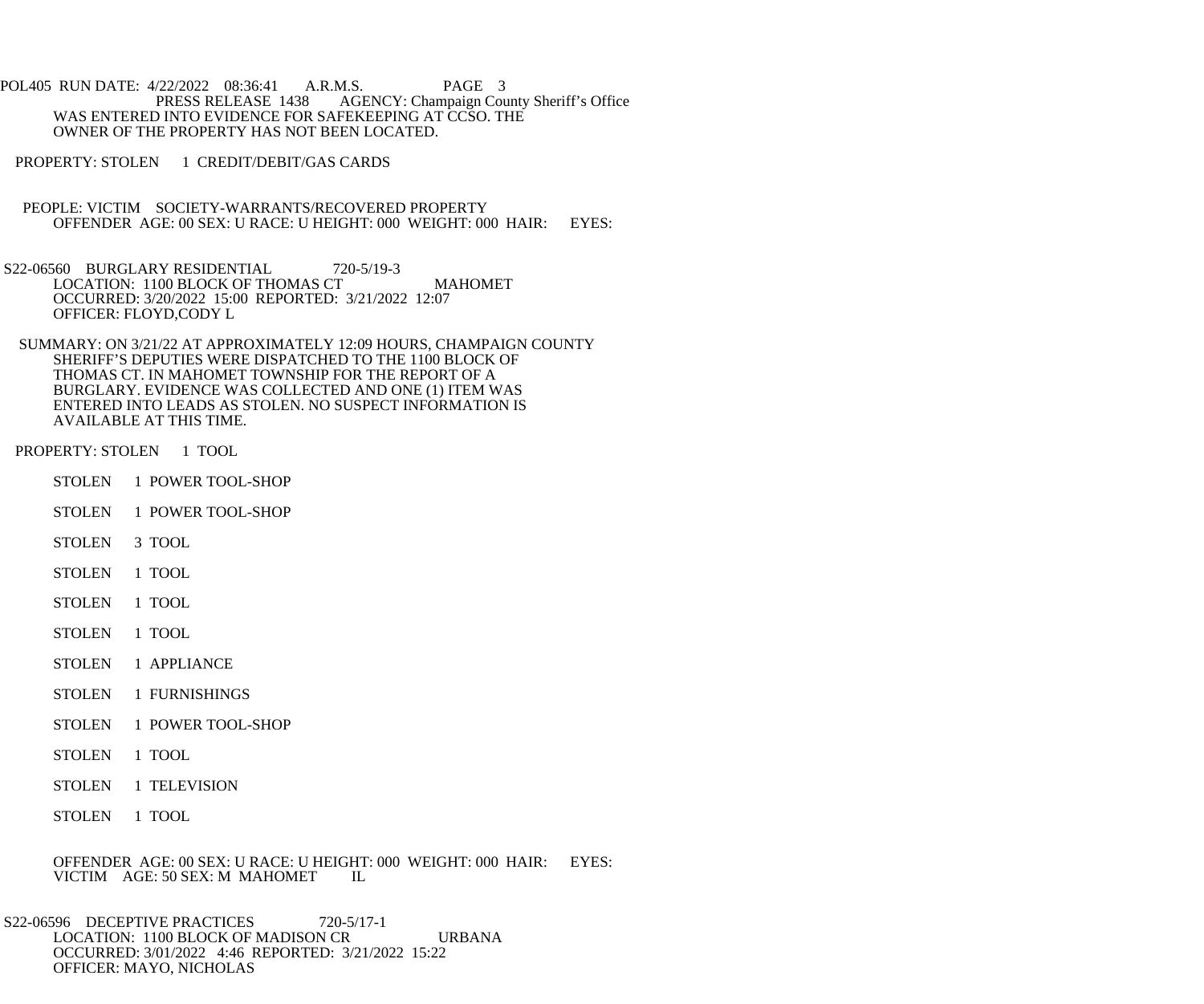WAS ENTERED INTO EVIDENCE FOR SAFEKEEPING AT CCSO. THE OWNER OF THE PROPERTY HAS NOT BEEN LOCATED.

PROPERTY: STOLEN 1 CREDIT/DEBIT/GAS CARDS

PEOPLE: VICTIM SOCIETY-WARRANTS/RECOVERED PROPERTY
OFFENDER AGE: 00 SEX: U RACE: U HEIGHT: 000 WEIGHT: 000 HAIR: EYES:

S22-06560 BURGLARY RESIDENTIAL 720-5/19-3
LOCATION: 1100 BLOCK OF THOMAS CT MAHOMET
OCCURRED: 3/20/2022 15:00 REPORTED: 3/21/2022 12:07
OFFICER: FLOYD,CODY L

SUMMARY: ON 3/21/22 AT APPROXIMATELY 12:09 HOURS, CHAMPAIGN COUNTY SHERIFF'S DEPUTIES WERE DISPATCHED TO THE 1100 BLOCK OF THOMAS CT. IN MAHOMET TOWNSHIP FOR THE REPORT OF A BURGLARY. EVIDENCE WAS COLLECTED AND ONE (1) ITEM WAS ENTERED INTO LEADS AS STOLEN. NO SUSPECT INFORMATION IS AVAILABLE AT THIS TIME.

PROPERTY: STOLEN 1 TOOL

STOLEN 1 POWER TOOL-SHOP

STOLEN 1 POWER TOOL-SHOP

STOLEN 3 TOOL

STOLEN 1 TOOL

STOLEN 1 TOOL

STOLEN 1 TOOL

STOLEN 1 APPLIANCE

STOLEN 1 FURNISHINGS

STOLEN 1 POWER TOOL-SHOP

STOLEN 1 TOOL

STOLEN 1 TELEVISION

STOLEN 1 TOOL

OFFENDER AGE: 00 SEX: U RACE: U HEIGHT: 000 WEIGHT: 000 HAIR: EYES:
VICTIM AGE: 50 SEX: M MAHOMET IL

S22-06596 DECEPTIVE PRACTICES 720-5/17-1
LOCATION: 1100 BLOCK OF MADISON CR URBANA
OCCURRED: 3/01/2022 4:46 REPORTED: 3/21/2022 15:22
OFFICER: MAYO, NICHOLAS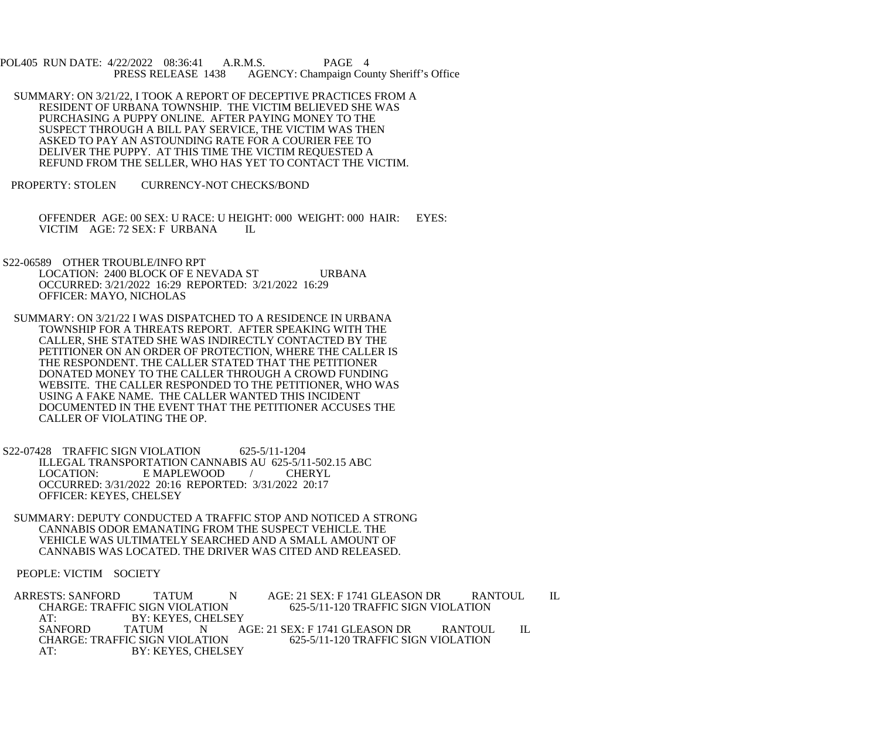SUMMARY: ON 3/21/22, I TOOK A REPORT OF DECEPTIVE PRACTICES FROM A RESIDENT OF URBANA TOWNSHIP. THE VICTIM BELIEVED SHE WAS PURCHASING A PUPPY ONLINE. AFTER PAYING MONEY TO THE SUSPECT THROUGH A BILL PAY SERVICE, THE VICTIM WAS THEN ASKED TO PAY AN ASTOUNDING RATE FOR A COURIER FEE TO DELIVER THE PUPPY. AT THIS TIME THE VICTIM REQUESTED A REFUND FROM THE SELLER, WHO HAS YET TO CONTACT THE VICTIM.

PROPERTY: STOLEN CURRENCY-NOT CHECKS/BOND

OFFENDER AGE: 00 SEX: U RACE: U HEIGHT: 000 WEIGHT: 000 HAIR: EYES:
VICTIM AGE: 72 SEX: F URBANA IL

S22-06589 OTHER TROUBLE/INFO RPT
LOCATION: 2400 BLOCK OF E NEVADA ST URBANA
OCCURRED: 3/21/2022 16:29 REPORTED: 3/21/2022 16:29
OFFICER: MAYO, NICHOLAS

SUMMARY: ON 3/21/22 I WAS DISPATCHED TO A RESIDENCE IN URBANA TOWNSHIP FOR A THREATS REPORT. AFTER SPEAKING WITH THE CALLER, SHE STATED SHE WAS INDIRECTLY CONTACTED BY THE PETITIONER ON AN ORDER OF PROTECTION, WHERE THE CALLER IS THE RESPONDENT. THE CALLER STATED THAT THE PETITIONER DONATED MONEY TO THE CALLER THROUGH A CROWD FUNDING WEBSITE. THE CALLER RESPONDED TO THE PETITIONER, WHO WAS USING A FAKE NAME. THE CALLER WANTED THIS INCIDENT DOCUMENTED IN THE EVENT THAT THE PETITIONER ACCUSES THE CALLER OF VIOLATING THE OP.

S22-07428 TRAFFIC SIGN VIOLATION 625-5/11-1204
ILLEGAL TRANSPORTATION CANNABIS AU 625-5/11-502.15 ABC
LOCATION: E MAPLEWOOD / CHERYL
OCCURRED: 3/31/2022 20:16 REPORTED: 3/31/2022 20:17
OFFICER: KEYES, CHELSEY

SUMMARY: DEPUTY CONDUCTED A TRAFFIC STOP AND NOTICED A STRONG CANNABIS ODOR EMANATING FROM THE SUSPECT VEHICLE. THE VEHICLE WAS ULTIMATELY SEARCHED AND A SMALL AMOUNT OF CANNABIS WAS LOCATED. THE DRIVER WAS CITED AND RELEASED.

PEOPLE: VICTIM SOCIETY

ARRESTS: SANFORD TATUM N AGE: 21 SEX: F 1741 GLEASON DR RANTOUL IL
CHARGE: TRAFFIC SIGN VIOLATION 625-5/11-120 TRAFFIC SIGN VIOLATION
AT: BY: KEYES, CHELSEY
SANFORD TATUM N AGE: 21 SEX: F 1741 GLEASON DR RANTOUL IL
CHARGE: TRAFFIC SIGN VIOLATION 625-5/11-120 TRAFFIC SIGN VIOLATION
AT: BY: KEYES, CHELSEY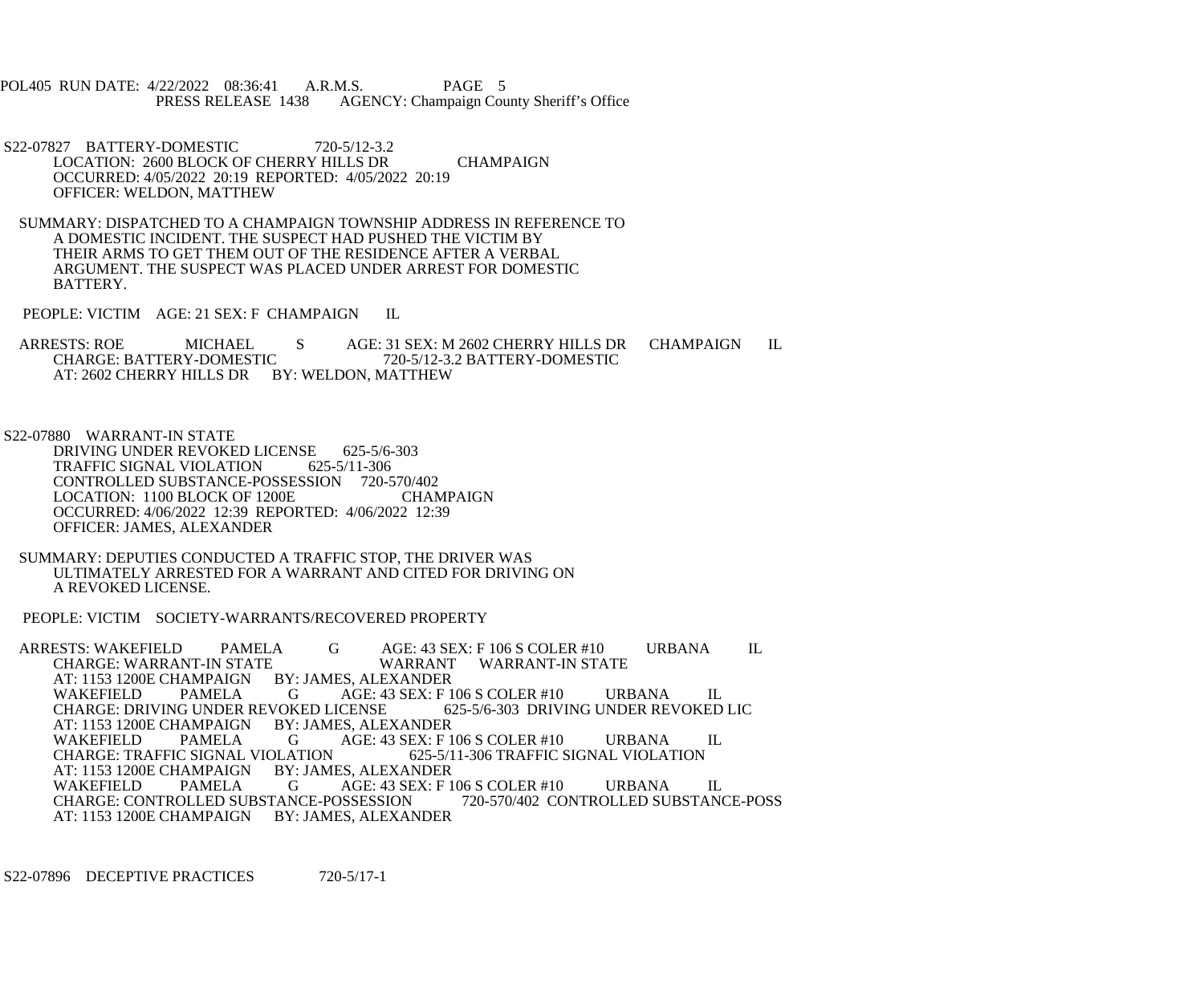S22-07827 BATTERY-DOMESTIC 720-5/12-3.2
LOCATION: 2600 BLOCK OF CHERRY HILLS DR CHAMPAIGN
OCCURRED: 4/05/2022 20:19 REPORTED: 4/05/2022 20:19
OFFICER: WELDON, MATTHEW

SUMMARY: DISPATCHED TO A CHAMPAIGN TOWNSHIP ADDRESS IN REFERENCE TO A DOMESTIC INCIDENT. THE SUSPECT HAD PUSHED THE VICTIM BY THEIR ARMS TO GET THEM OUT OF THE RESIDENCE AFTER A VERBAL ARGUMENT. THE SUSPECT WAS PLACED UNDER ARREST FOR DOMESTIC BATTERY.

PEOPLE: VICTIM AGE: 21 SEX: F CHAMPAIGN IL

ARRESTS: ROE MICHAEL S AGE: 31 SEX: M 2602 CHERRY HILLS DR CHAMPAIGN IL
CHARGE: BATTERY-DOMESTIC 720-5/12-3.2 BATTERY-DOMESTIC
AT: 2602 CHERRY HILLS DR BY: WELDON, MATTHEW

S22-07880 WARRANT-IN STATE
DRIVING UNDER REVOKED LICENSE 625-5/6-303
TRAFFIC SIGNAL VIOLATION 625-5/11-306
CONTROLLED SUBSTANCE-POSSESSION 720-570/402
LOCATION: 1100 BLOCK OF 1200E CHAMPAIGN
OCCURRED: 4/06/2022 12:39 REPORTED: 4/06/2022 12:39
OFFICER: JAMES, ALEXANDER

SUMMARY: DEPUTIES CONDUCTED A TRAFFIC STOP, THE DRIVER WAS ULTIMATELY ARRESTED FOR A WARRANT AND CITED FOR DRIVING ON A REVOKED LICENSE.

PEOPLE: VICTIM SOCIETY-WARRANTS/RECOVERED PROPERTY

ARRESTS: WAKEFIELD PAMELA G AGE: 43 SEX: F 106 S COLER #10 URBANA IL
CHARGE: WARRANT-IN STATE WARRANT WARRANT-IN STATE
AT: 1153 1200E CHAMPAIGN BY: JAMES, ALEXANDER
WAKEFIELD PAMELA G AGE: 43 SEX: F 106 S COLER #10 URBANA IL
CHARGE: DRIVING UNDER REVOKED LICENSE 625-5/6-303 DRIVING UNDER REVOKED LIC
AT: 1153 1200E CHAMPAIGN BY: JAMES, ALEXANDER
WAKEFIELD PAMELA G AGE: 43 SEX: F 106 S COLER #10 URBANA IL
CHARGE: TRAFFIC SIGNAL VIOLATION 625-5/11-306 TRAFFIC SIGNAL VIOLATION
AT: 1153 1200E CHAMPAIGN BY: JAMES, ALEXANDER
WAKEFIELD PAMELA G AGE: 43 SEX: F 106 S COLER #10 URBANA IL
CHARGE: CONTROLLED SUBSTANCE-POSSESSION 720-570/402 CONTROLLED SUBSTANCE-POSS
AT: 1153 1200E CHAMPAIGN BY: JAMES, ALEXANDER

S22-07896 DECEPTIVE PRACTICES 720-5/17-1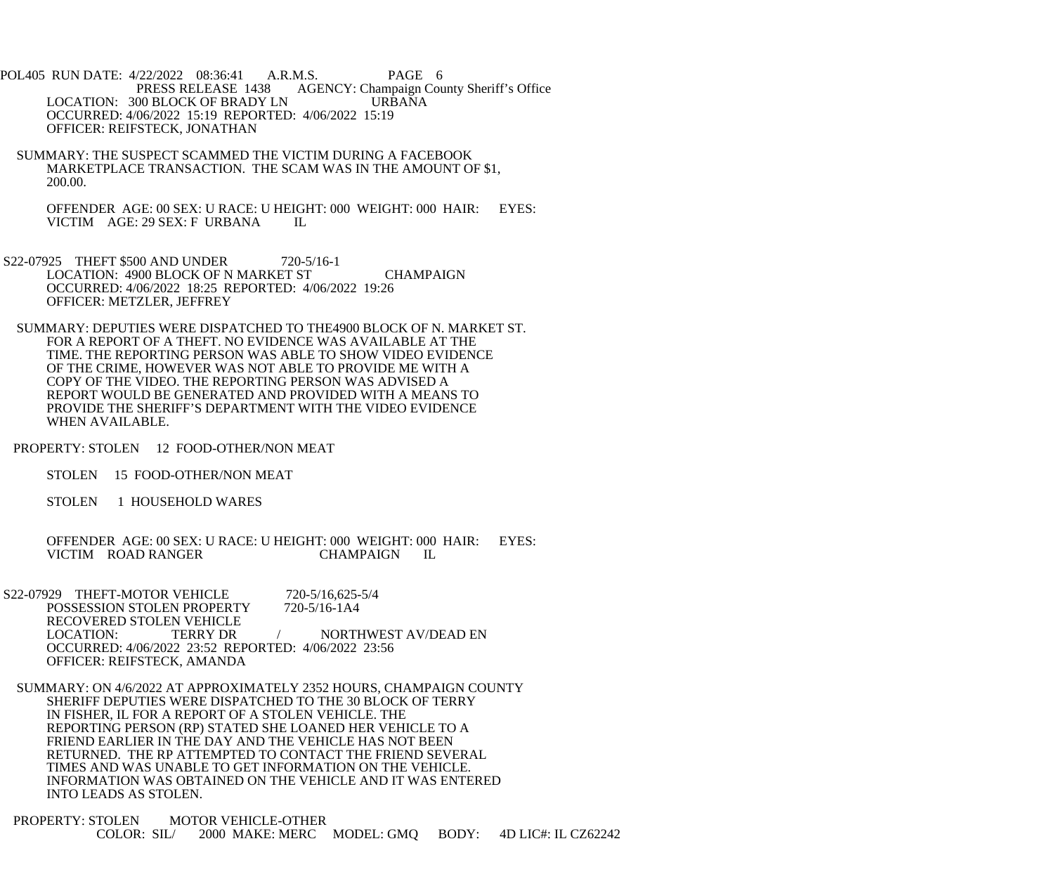PRESS RELEASE 1438 AGENCY: Champaign County Sheriff's Office

LOCATION: 300 BLOCK OF BRADY LN URBANA
OCCURRED: 4/06/2022 15:19 REPORTED: 4/06/2022 15:19
OFFICER: REIFSTECK, JONATHAN

SUMMARY: THE SUSPECT SCAMMED THE VICTIM DURING A FACEBOOK MARKETPLACE TRANSACTION. THE SCAM WAS IN THE AMOUNT OF $1, 200.00.

OFFENDER AGE: 00 SEX: U RACE: U HEIGHT: 000 WEIGHT: 000 HAIR: EYES:
VICTIM AGE: 29 SEX: F URBANA IL

S22-07925 THEFT $500 AND UNDER 720-5/16-1
LOCATION: 4900 BLOCK OF N MARKET ST CHAMPAIGN
OCCURRED: 4/06/2022 18:25 REPORTED: 4/06/2022 19:26
OFFICER: METZLER, JEFFREY

SUMMARY: DEPUTIES WERE DISPATCHED TO THE4900 BLOCK OF N. MARKET ST. FOR A REPORT OF A THEFT. NO EVIDENCE WAS AVAILABLE AT THE TIME. THE REPORTING PERSON WAS ABLE TO SHOW VIDEO EVIDENCE OF THE CRIME, HOWEVER WAS NOT ABLE TO PROVIDE ME WITH A COPY OF THE VIDEO. THE REPORTING PERSON WAS ADVISED A REPORT WOULD BE GENERATED AND PROVIDED WITH A MEANS TO PROVIDE THE SHERIFF'S DEPARTMENT WITH THE VIDEO EVIDENCE WHEN AVAILABLE.

PROPERTY: STOLEN 12 FOOD-OTHER/NON MEAT

STOLEN 15 FOOD-OTHER/NON MEAT

STOLEN 1 HOUSEHOLD WARES

OFFENDER AGE: 00 SEX: U RACE: U HEIGHT: 000 WEIGHT: 000 HAIR: EYES:
VICTIM ROAD RANGER CHAMPAIGN IL

S22-07929 THEFT-MOTOR VEHICLE 720-5/16,625-5/4
POSSESSION STOLEN PROPERTY 720-5/16-1A4
RECOVERED STOLEN VEHICLE
LOCATION: TERRY DR / NORTHWEST AV/DEAD EN
OCCURRED: 4/06/2022 23:52 REPORTED: 4/06/2022 23:56
OFFICER: REIFSTECK, AMANDA

SUMMARY: ON 4/6/2022 AT APPROXIMATELY 2352 HOURS, CHAMPAIGN COUNTY SHERIFF DEPUTIES WERE DISPATCHED TO THE 30 BLOCK OF TERRY IN FISHER, IL FOR A REPORT OF A STOLEN VEHICLE. THE REPORTING PERSON (RP) STATED SHE LOANED HER VEHICLE TO A FRIEND EARLIER IN THE DAY AND THE VEHICLE HAS NOT BEEN RETURNED. THE RP ATTEMPTED TO CONTACT THE FRIEND SEVERAL TIMES AND WAS UNABLE TO GET INFORMATION ON THE VEHICLE. INFORMATION WAS OBTAINED ON THE VEHICLE AND IT WAS ENTERED INTO LEADS AS STOLEN.

PROPERTY: STOLEN MOTOR VEHICLE-OTHER
COLOR: SIL/ 2000 MAKE: MERC MODEL: GMQ BODY: 4D LIC#: IL CZ62242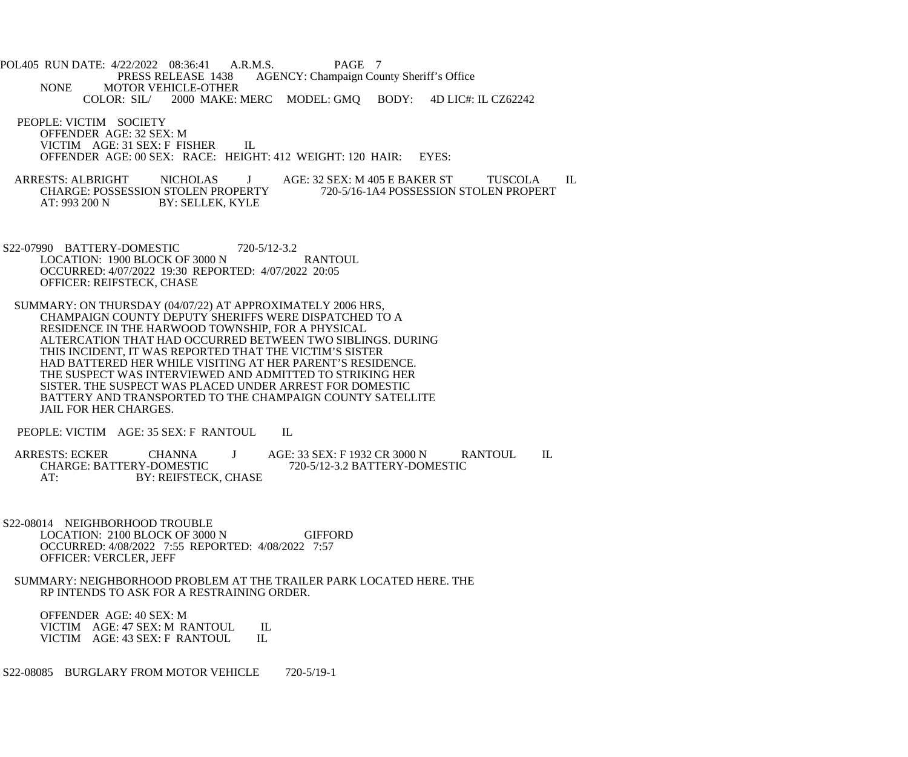NONE MOTOR VEHICLE-OTHER
COLOR: SIL/ 2000 MAKE: MERC MODEL: GMQ BODY: 4D LIC#: IL CZ62242

PEOPLE: VICTIM SOCIETY
OFFENDER AGE: 32 SEX: M
VICTIM AGE: 31 SEX: F FISHER IL
OFFENDER AGE: 00 SEX: RACE: HEIGHT: 412 WEIGHT: 120 HAIR: EYES:

ARRESTS: ALBRIGHT NICHOLAS J AGE: 32 SEX: M 405 E BAKER ST TUSCOLA IL
CHARGE: POSSESSION STOLEN PROPERTY 720-5/16-1A4 POSSESSION STOLEN PROPERT
AT: 993 200 N BY: SELLEK, KYLE

S22-07990 BATTERY-DOMESTIC 720-5/12-3.2
LOCATION: 1900 BLOCK OF 3000 N RANTOUL
OCCURRED: 4/07/2022 19:30 REPORTED: 4/07/2022 20:05
OFFICER: REIFSTECK, CHASE

SUMMARY: ON THURSDAY (04/07/22) AT APPROXIMATELY 2006 HRS, CHAMPAIGN COUNTY DEPUTY SHERIFFS WERE DISPATCHED TO A RESIDENCE IN THE HARWOOD TOWNSHIP, FOR A PHYSICAL ALTERCATION THAT HAD OCCURRED BETWEEN TWO SIBLINGS. DURING THIS INCIDENT, IT WAS REPORTED THAT THE VICTIM'S SISTER HAD BATTERED HER WHILE VISITING AT HER PARENT'S RESIDENCE. THE SUSPECT WAS INTERVIEWED AND ADMITTED TO STRIKING HER SISTER. THE SUSPECT WAS PLACED UNDER ARREST FOR DOMESTIC BATTERY AND TRANSPORTED TO THE CHAMPAIGN COUNTY SATELLITE JAIL FOR HER CHARGES.

PEOPLE: VICTIM AGE: 35 SEX: F RANTOUL IL

ARRESTS: ECKER CHANNA J AGE: 33 SEX: F 1932 CR 3000 N RANTOUL IL
CHARGE: BATTERY-DOMESTIC 720-5/12-3.2 BATTERY-DOMESTIC
AT: BY: REIFSTECK, CHASE

S22-08014 NEIGHBORHOOD TROUBLE
LOCATION: 2100 BLOCK OF 3000 N GIFFORD
OCCURRED: 4/08/2022 7:55 REPORTED: 4/08/2022 7:57
OFFICER: VERCLER, JEFF

SUMMARY: NEIGHBORHOOD PROBLEM AT THE TRAILER PARK LOCATED HERE. THE RP INTENDS TO ASK FOR A RESTRAINING ORDER.

OFFENDER AGE: 40 SEX: M
VICTIM AGE: 47 SEX: M RANTOUL IL
VICTIM AGE: 43 SEX: F RANTOUL IL

S22-08085 BURGLARY FROM MOTOR VEHICLE 720-5/19-1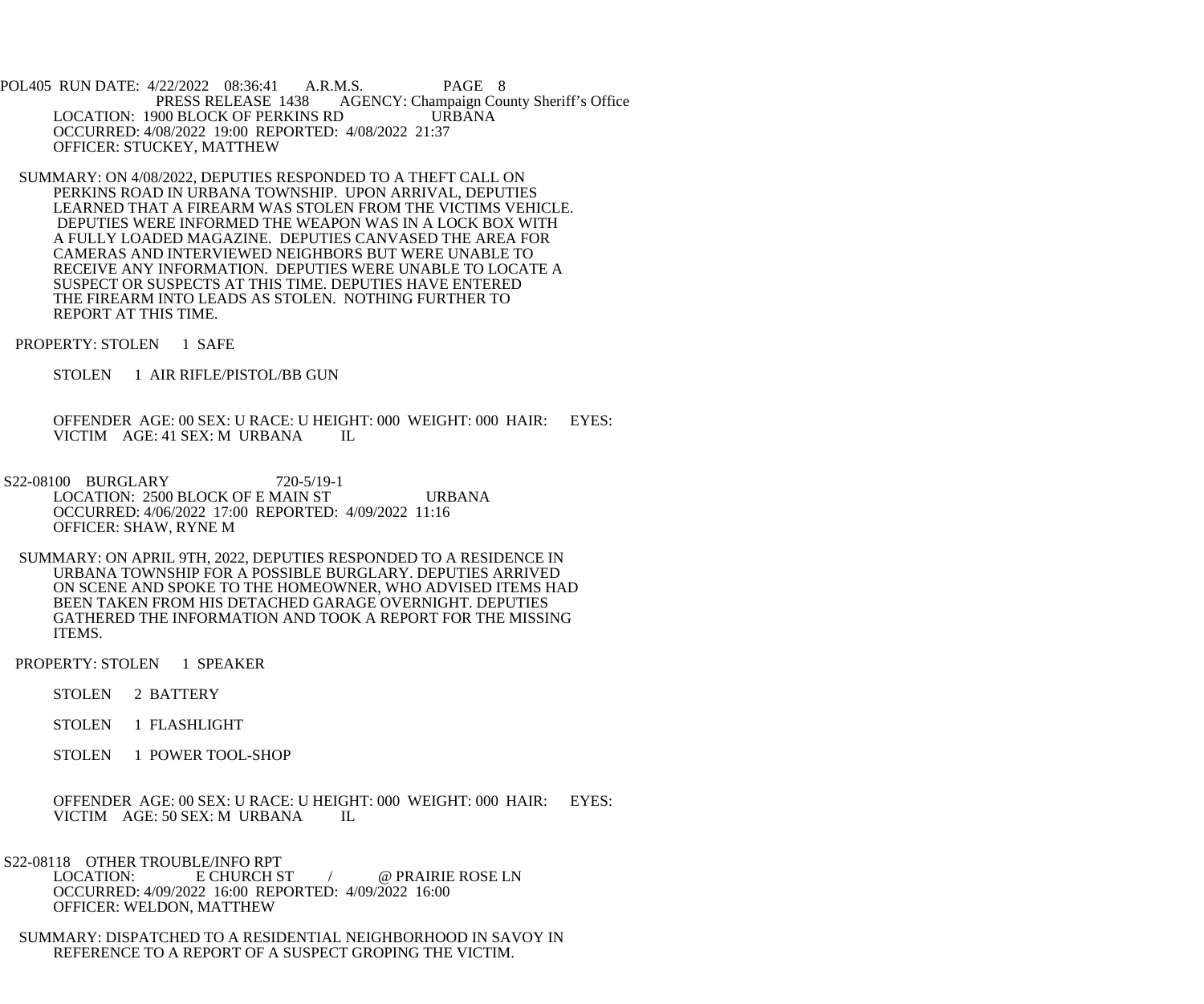PRESS RELEASE 1438 AGENCY: Champaign County Sheriff's Office

LOCATION: 1900 BLOCK OF PERKINS RD URBANA
OCCURRED: 4/08/2022 19:00 REPORTED: 4/08/2022 21:37
OFFICER: STUCKEY, MATTHEW

SUMMARY: ON 4/08/2022, DEPUTIES RESPONDED TO A THEFT CALL ON PERKINS ROAD IN URBANA TOWNSHIP. UPON ARRIVAL, DEPUTIES LEARNED THAT A FIREARM WAS STOLEN FROM THE VICTIMS VEHICLE. DEPUTIES WERE INFORMED THE WEAPON WAS IN A LOCK BOX WITH A FULLY LOADED MAGAZINE. DEPUTIES CANVASED THE AREA FOR CAMERAS AND INTERVIEWED NEIGHBORS BUT WERE UNABLE TO RECEIVE ANY INFORMATION. DEPUTIES WERE UNABLE TO LOCATE A SUSPECT OR SUSPECTS AT THIS TIME. DEPUTIES HAVE ENTERED THE FIREARM INTO LEADS AS STOLEN. NOTHING FURTHER TO REPORT AT THIS TIME.

PROPERTY: STOLEN 1 SAFE

STOLEN 1 AIR RIFLE/PISTOL/BB GUN

OFFENDER AGE: 00 SEX: U RACE: U HEIGHT: 000 WEIGHT: 000 HAIR: EYES:
VICTIM AGE: 41 SEX: M URBANA IL

S22-08100 BURGLARY 720-5/19-1
LOCATION: 2500 BLOCK OF E MAIN ST URBANA
OCCURRED: 4/06/2022 17:00 REPORTED: 4/09/2022 11:16
OFFICER: SHAW, RYNE M

SUMMARY: ON APRIL 9TH, 2022, DEPUTIES RESPONDED TO A RESIDENCE IN URBANA TOWNSHIP FOR A POSSIBLE BURGLARY. DEPUTIES ARRIVED ON SCENE AND SPOKE TO THE HOMEOWNER, WHO ADVISED ITEMS HAD BEEN TAKEN FROM HIS DETACHED GARAGE OVERNIGHT. DEPUTIES GATHERED THE INFORMATION AND TOOK A REPORT FOR THE MISSING ITEMS.

PROPERTY: STOLEN 1 SPEAKER

STOLEN 2 BATTERY

STOLEN 1 FLASHLIGHT

STOLEN 1 POWER TOOL-SHOP

OFFENDER AGE: 00 SEX: U RACE: U HEIGHT: 000 WEIGHT: 000 HAIR: EYES:
VICTIM AGE: 50 SEX: M URBANA IL

S22-08118 OTHER TROUBLE/INFO RPT
LOCATION: E CHURCH ST / @ PRAIRIE ROSE LN
OCCURRED: 4/09/2022 16:00 REPORTED: 4/09/2022 16:00
OFFICER: WELDON, MATTHEW

SUMMARY: DISPATCHED TO A RESIDENTIAL NEIGHBORHOOD IN SAVOY IN REFERENCE TO A REPORT OF A SUSPECT GROPING THE VICTIM.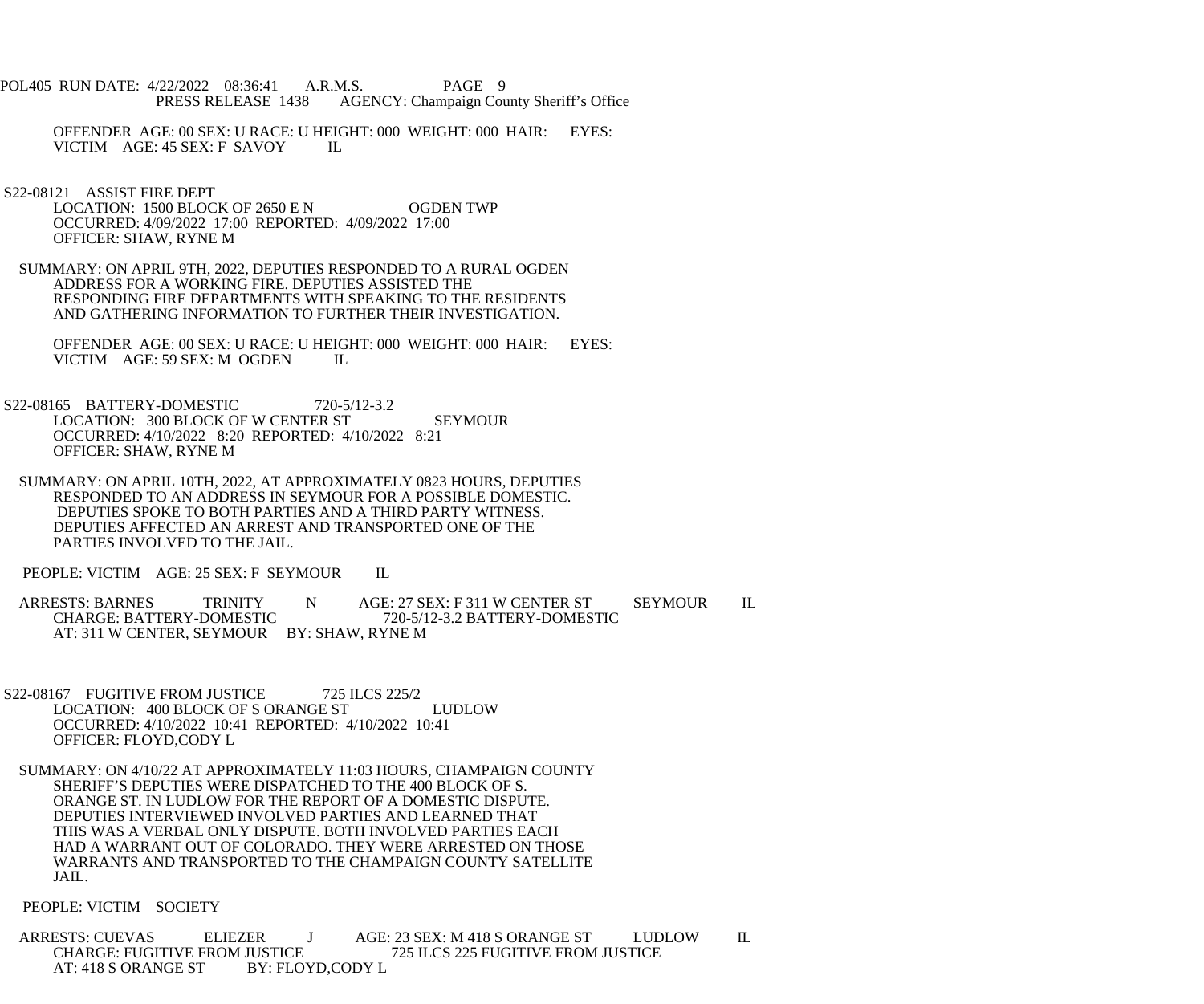OFFENDER AGE: 00 SEX: U RACE: U HEIGHT: 000 WEIGHT: 000 HAIR: EYES:
VICTIM AGE: 45 SEX: F SAVOY IL

S22-08121 ASSIST FIRE DEPT
LOCATION: 1500 BLOCK OF 2650 E N OGDEN TWP
OCCURRED: 4/09/2022 17:00 REPORTED: 4/09/2022 17:00
OFFICER: SHAW, RYNE M

SUMMARY: ON APRIL 9TH, 2022, DEPUTIES RESPONDED TO A RURAL OGDEN ADDRESS FOR A WORKING FIRE. DEPUTIES ASSISTED THE RESPONDING FIRE DEPARTMENTS WITH SPEAKING TO THE RESIDENTS AND GATHERING INFORMATION TO FURTHER THEIR INVESTIGATION.

OFFENDER AGE: 00 SEX: U RACE: U HEIGHT: 000 WEIGHT: 000 HAIR: EYES:
VICTIM AGE: 59 SEX: M OGDEN IL

S22-08165 BATTERY-DOMESTIC 720-5/12-3.2
LOCATION: 300 BLOCK OF W CENTER ST SEYMOUR
OCCURRED: 4/10/2022 8:20 REPORTED: 4/10/2022 8:21
OFFICER: SHAW, RYNE M

SUMMARY: ON APRIL 10TH, 2022, AT APPROXIMATELY 0823 HOURS, DEPUTIES RESPONDED TO AN ADDRESS IN SEYMOUR FOR A POSSIBLE DOMESTIC. DEPUTIES SPOKE TO BOTH PARTIES AND A THIRD PARTY WITNESS. DEPUTIES AFFECTED AN ARREST AND TRANSPORTED ONE OF THE PARTIES INVOLVED TO THE JAIL.

PEOPLE: VICTIM AGE: 25 SEX: F SEYMOUR IL

ARRESTS: BARNES TRINITY N AGE: 27 SEX: F 311 W CENTER ST SEYMOUR IL
CHARGE: BATTERY-DOMESTIC 720-5/12-3.2 BATTERY-DOMESTIC
AT: 311 W CENTER, SEYMOUR BY: SHAW, RYNE M

S22-08167 FUGITIVE FROM JUSTICE 725 ILCS 225/2
LOCATION: 400 BLOCK OF S ORANGE ST LUDLOW
OCCURRED: 4/10/2022 10:41 REPORTED: 4/10/2022 10:41
OFFICER: FLOYD,CODY L

SUMMARY: ON 4/10/22 AT APPROXIMATELY 11:03 HOURS, CHAMPAIGN COUNTY SHERIFF'S DEPUTIES WERE DISPATCHED TO THE 400 BLOCK OF S. ORANGE ST. IN LUDLOW FOR THE REPORT OF A DOMESTIC DISPUTE. DEPUTIES INTERVIEWED INVOLVED PARTIES AND LEARNED THAT THIS WAS A VERBAL ONLY DISPUTE. BOTH INVOLVED PARTIES EACH HAD A WARRANT OUT OF COLORADO. THEY WERE ARRESTED ON THOSE WARRANTS AND TRANSPORTED TO THE CHAMPAIGN COUNTY SATELLITE JAIL.

PEOPLE: VICTIM SOCIETY

ARRESTS: CUEVAS ELIEZER J AGE: 23 SEX: M 418 S ORANGE ST LUDLOW IL
CHARGE: FUGITIVE FROM JUSTICE 725 ILCS 225 FUGITIVE FROM JUSTICE
AT: 418 S ORANGE ST BY: FLOYD,CODY L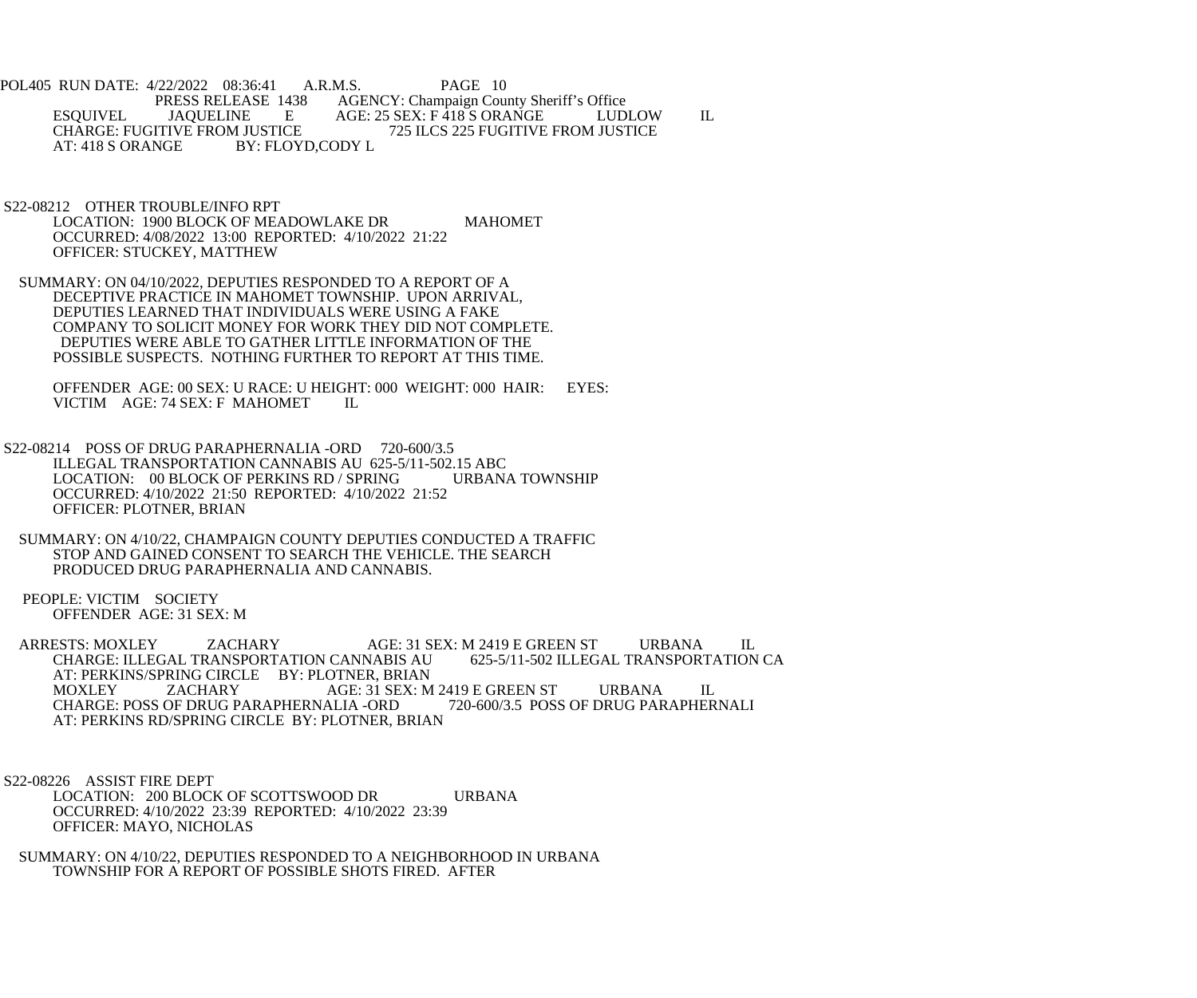POL405 RUN DATE: 4/22/2022 08:36:41 A.R.M.S. PAGE 10
PRESS RELEASE 1438 AGENCY: Champaign County Sheriff's Office

ESQUIVEL JAQUELINE E AGE: 25 SEX: F 418 S ORANGE LUDLOW IL
CHARGE: FUGITIVE FROM JUSTICE 725 ILCS 225 FUGITIVE FROM JUSTICE
AT: 418 S ORANGE BY: FLOYD,CODY L

S22-08212 OTHER TROUBLE/INFO RPT
LOCATION: 1900 BLOCK OF MEADOWLAKE DR MAHOMET
OCCURRED: 4/08/2022 13:00 REPORTED: 4/10/2022 21:22
OFFICER: STUCKEY, MATTHEW

SUMMARY: ON 04/10/2022, DEPUTIES RESPONDED TO A REPORT OF A DECEPTIVE PRACTICE IN MAHOMET TOWNSHIP. UPON ARRIVAL, DEPUTIES LEARNED THAT INDIVIDUALS WERE USING A FAKE COMPANY TO SOLICIT MONEY FOR WORK THEY DID NOT COMPLETE. DEPUTIES WERE ABLE TO GATHER LITTLE INFORMATION OF THE POSSIBLE SUSPECTS. NOTHING FURTHER TO REPORT AT THIS TIME.

OFFENDER AGE: 00 SEX: U RACE: U HEIGHT: 000 WEIGHT: 000 HAIR: EYES:
VICTIM AGE: 74 SEX: F MAHOMET IL

S22-08214 POSS OF DRUG PARAPHERNALIA -ORD 720-600/3.5
ILLEGAL TRANSPORTATION CANNABIS AU 625-5/11-502.15 ABC
LOCATION: 00 BLOCK OF PERKINS RD / SPRING URBANA TOWNSHIP
OCCURRED: 4/10/2022 21:50 REPORTED: 4/10/2022 21:52
OFFICER: PLOTNER, BRIAN

SUMMARY: ON 4/10/22, CHAMPAIGN COUNTY DEPUTIES CONDUCTED A TRAFFIC STOP AND GAINED CONSENT TO SEARCH THE VEHICLE. THE SEARCH PRODUCED DRUG PARAPHERNALIA AND CANNABIS.

PEOPLE: VICTIM SOCIETY
OFFENDER AGE: 31 SEX: M

ARRESTS: MOXLEY ZACHARY AGE: 31 SEX: M 2419 E GREEN ST URBANA IL
CHARGE: ILLEGAL TRANSPORTATION CANNABIS AU 625-5/11-502 ILLEGAL TRANSPORTATION CA
AT: PERKINS/SPRING CIRCLE BY: PLOTNER, BRIAN
MOXLEY ZACHARY AGE: 31 SEX: M 2419 E GREEN ST URBANA IL
CHARGE: POSS OF DRUG PARAPHERNALIA -ORD 720-600/3.5 POSS OF DRUG PARAPHERNALI
AT: PERKINS RD/SPRING CIRCLE BY: PLOTNER, BRIAN

S22-08226 ASSIST FIRE DEPT
LOCATION: 200 BLOCK OF SCOTTSWOOD DR URBANA
OCCURRED: 4/10/2022 23:39 REPORTED: 4/10/2022 23:39
OFFICER: MAYO, NICHOLAS

SUMMARY: ON 4/10/22, DEPUTIES RESPONDED TO A NEIGHBORHOOD IN URBANA TOWNSHIP FOR A REPORT OF POSSIBLE SHOTS FIRED. AFTER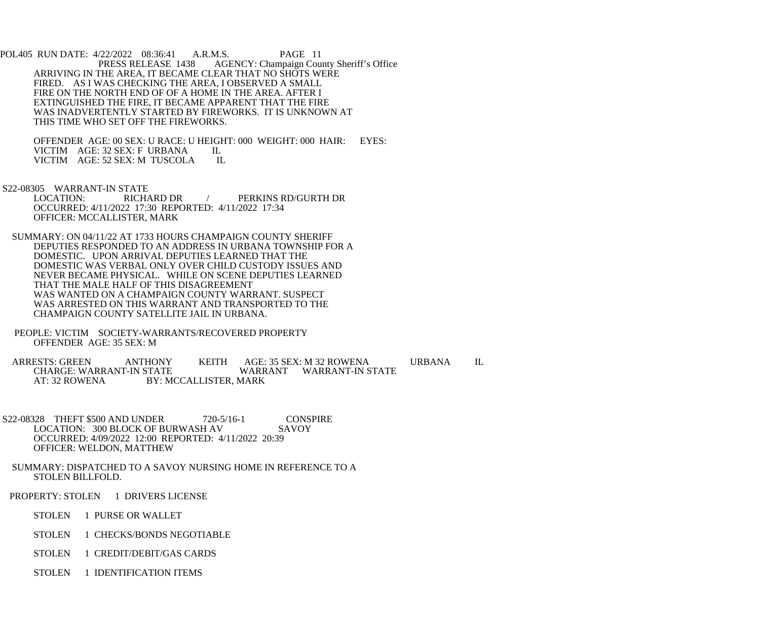ARRIVING IN THE AREA, IT BECAME CLEAR THAT NO SHOTS WERE FIRED. AS I WAS CHECKING THE AREA, I OBSERVED A SMALL FIRE ON THE NORTH END OF OF A HOME IN THE AREA. AFTER I EXTINGUISHED THE FIRE, IT BECAME APPARENT THAT THE FIRE WAS INADVERTENTLY STARTED BY FIREWORKS. IT IS UNKNOWN AT THIS TIME WHO SET OFF THE FIREWORKS.

OFFENDER AGE: 00 SEX: U RACE: U HEIGHT: 000 WEIGHT: 000 HAIR: EYES:
VICTIM AGE: 32 SEX: F URBANA IL
VICTIM AGE: 52 SEX: M TUSCOLA IL

S22-08305 WARRANT-IN STATE
LOCATION: RICHARD DR / PERKINS RD/GURTH DR
OCCURRED: 4/11/2022 17:30 REPORTED: 4/11/2022 17:34
OFFICER: MCCALLISTER, MARK

SUMMARY: ON 04/11/22 AT 1733 HOURS CHAMPAIGN COUNTY SHERIFF DEPUTIES RESPONDED TO AN ADDRESS IN URBANA TOWNSHIP FOR A DOMESTIC. UPON ARRIVAL DEPUTIES LEARNED THAT THE DOMESTIC WAS VERBAL ONLY OVER CHILD CUSTODY ISSUES AND NEVER BECAME PHYSICAL. WHILE ON SCENE DEPUTIES LEARNED THAT THE MALE HALF OF THIS DISAGREEMENT WAS WANTED ON A CHAMPAIGN COUNTY WARRANT. SUSPECT WAS ARRESTED ON THIS WARRANT AND TRANSPORTED TO THE CHAMPAIGN COUNTY SATELLITE JAIL IN URBANA.

PEOPLE: VICTIM SOCIETY-WARRANTS/RECOVERED PROPERTY
OFFENDER AGE: 35 SEX: M

ARRESTS: GREEN ANTHONY KEITH AGE: 35 SEX: M 32 ROWENA URBANA IL
CHARGE: WARRANT-IN STATE WARRANT WARRANT-IN STATE
AT: 32 ROWENA BY: MCCALLISTER, MARK

S22-08328 THEFT $500 AND UNDER 720-5/16-1 CONSPIRE
LOCATION: 300 BLOCK OF BURWASH AV SAVOY
OCCURRED: 4/09/2022 12:00 REPORTED: 4/11/2022 20:39
OFFICER: WELDON, MATTHEW

SUMMARY: DISPATCHED TO A SAVOY NURSING HOME IN REFERENCE TO A STOLEN BILLFOLD.

PROPERTY: STOLEN 1 DRIVERS LICENSE

STOLEN 1 PURSE OR WALLET

STOLEN 1 CHECKS/BONDS NEGOTIABLE

STOLEN 1 CREDIT/DEBIT/GAS CARDS

STOLEN 1 IDENTIFICATION ITEMS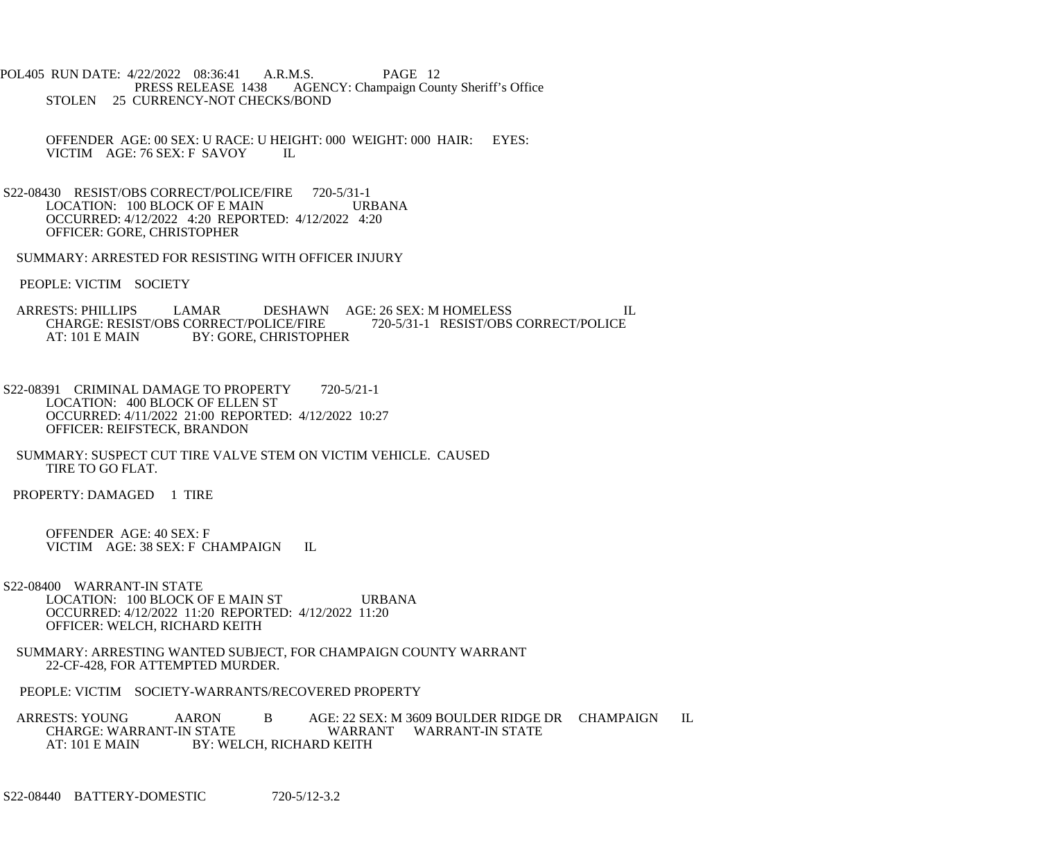STOLEN 25 CURRENCY-NOT CHECKS/BOND

OFFENDER AGE: 00 SEX: U RACE: U HEIGHT: 000 WEIGHT: 000 HAIR: EYES:
VICTIM AGE: 76 SEX: F SAVOY IL

S22-08430 RESIST/OBS CORRECT/POLICE/FIRE 720-5/31-1
LOCATION: 100 BLOCK OF E MAIN URBANA
OCCURRED: 4/12/2022 4:20 REPORTED: 4/12/2022 4:20
OFFICER: GORE, CHRISTOPHER

SUMMARY: ARRESTED FOR RESISTING WITH OFFICER INJURY

PEOPLE: VICTIM SOCIETY

ARRESTS: PHILLIPS LAMAR DESHAWN AGE: 26 SEX: M HOMELESS IL
CHARGE: RESIST/OBS CORRECT/POLICE/FIRE 720-5/31-1 RESIST/OBS CORRECT/POLICE
AT: 101 E MAIN BY: GORE, CHRISTOPHER

S22-08391 CRIMINAL DAMAGE TO PROPERTY 720-5/21-1
LOCATION: 400 BLOCK OF ELLEN ST
OCCURRED: 4/11/2022 21:00 REPORTED: 4/12/2022 10:27
OFFICER: REIFSTECK, BRANDON

SUMMARY: SUSPECT CUT TIRE VALVE STEM ON VICTIM VEHICLE. CAUSED TIRE TO GO FLAT.

PROPERTY: DAMAGED 1 TIRE

OFFENDER AGE: 40 SEX: F
VICTIM AGE: 38 SEX: F CHAMPAIGN IL

S22-08400 WARRANT-IN STATE
LOCATION: 100 BLOCK OF E MAIN ST URBANA
OCCURRED: 4/12/2022 11:20 REPORTED: 4/12/2022 11:20
OFFICER: WELCH, RICHARD KEITH

SUMMARY: ARRESTING WANTED SUBJECT, FOR CHAMPAIGN COUNTY WARRANT 22-CF-428, FOR ATTEMPTED MURDER.

PEOPLE: VICTIM SOCIETY-WARRANTS/RECOVERED PROPERTY

ARRESTS: YOUNG AARON B AGE: 22 SEX: M 3609 BOULDER RIDGE DR CHAMPAIGN IL
CHARGE: WARRANT-IN STATE WARRANT WARRANT-IN STATE
AT: 101 E MAIN BY: WELCH, RICHARD KEITH

S22-08440 BATTERY-DOMESTIC 720-5/12-3.2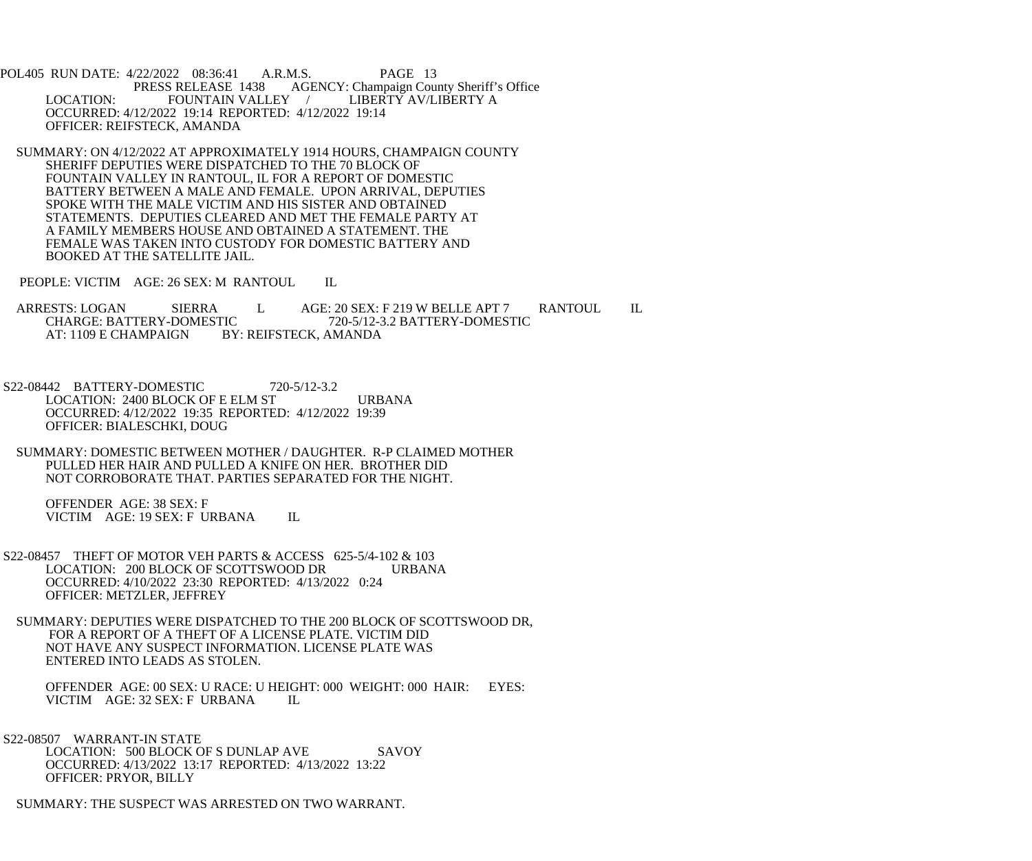POL405 RUN DATE: 4/22/2022 08:36:41 A.R.M.S. PAGE 13

PRESS RELEASE 1438 AGENCY: Champaign County Sheriff's Office

LOCATION: FOUNTAIN VALLEY / LIBERTY AV/LIBERTY A

OCCURRED: 4/12/2022 19:14 REPORTED: 4/12/2022 19:14

OFFICER: REIFSTECK, AMANDA

SUMMARY: ON 4/12/2022 AT APPROXIMATELY 1914 HOURS, CHAMPAIGN COUNTY SHERIFF DEPUTIES WERE DISPATCHED TO THE 70 BLOCK OF FOUNTAIN VALLEY IN RANTOUL, IL FOR A REPORT OF DOMESTIC BATTERY BETWEEN A MALE AND FEMALE. UPON ARRIVAL, DEPUTIES SPOKE WITH THE MALE VICTIM AND HIS SISTER AND OBTAINED STATEMENTS. DEPUTIES CLEARED AND MET THE FEMALE PARTY AT A FAMILY MEMBERS HOUSE AND OBTAINED A STATEMENT. THE FEMALE WAS TAKEN INTO CUSTODY FOR DOMESTIC BATTERY AND BOOKED AT THE SATELLITE JAIL.

PEOPLE: VICTIM AGE: 26 SEX: M RANTOUL IL

ARRESTS: LOGAN SIERRA L AGE: 20 SEX: F 219 W BELLE APT 7 RANTOUL IL
CHARGE: BATTERY-DOMESTIC 720-5/12-3.2 BATTERY-DOMESTIC
AT: 1109 E CHAMPAIGN BY: REIFSTECK, AMANDA

S22-08442 BATTERY-DOMESTIC 720-5/12-3.2

LOCATION: 2400 BLOCK OF E ELM ST URBANA

OCCURRED: 4/12/2022 19:35 REPORTED: 4/12/2022 19:39

OFFICER: BIALESCHKI, DOUG

SUMMARY: DOMESTIC BETWEEN MOTHER / DAUGHTER. R-P CLAIMED MOTHER PULLED HER HAIR AND PULLED A KNIFE ON HER. BROTHER DID NOT CORROBORATE THAT. PARTIES SEPARATED FOR THE NIGHT.

OFFENDER AGE: 38 SEX: F
VICTIM AGE: 19 SEX: F URBANA IL

S22-08457 THEFT OF MOTOR VEH PARTS & ACCESS 625-5/4-102 & 103

LOCATION: 200 BLOCK OF SCOTTSWOOD DR URBANA

OCCURRED: 4/10/2022 23:30 REPORTED: 4/13/2022 0:24

OFFICER: METZLER, JEFFREY

SUMMARY: DEPUTIES WERE DISPATCHED TO THE 200 BLOCK OF SCOTTSWOOD DR, FOR A REPORT OF A THEFT OF A LICENSE PLATE. VICTIM DID NOT HAVE ANY SUSPECT INFORMATION. LICENSE PLATE WAS ENTERED INTO LEADS AS STOLEN.

OFFENDER AGE: 00 SEX: U RACE: U HEIGHT: 000 WEIGHT: 000 HAIR: EYES:
VICTIM AGE: 32 SEX: F URBANA IL

S22-08507 WARRANT-IN STATE

LOCATION: 500 BLOCK OF S DUNLAP AVE SAVOY

OCCURRED: 4/13/2022 13:17 REPORTED: 4/13/2022 13:22

OFFICER: PRYOR, BILLY

SUMMARY: THE SUSPECT WAS ARRESTED ON TWO WARRANT.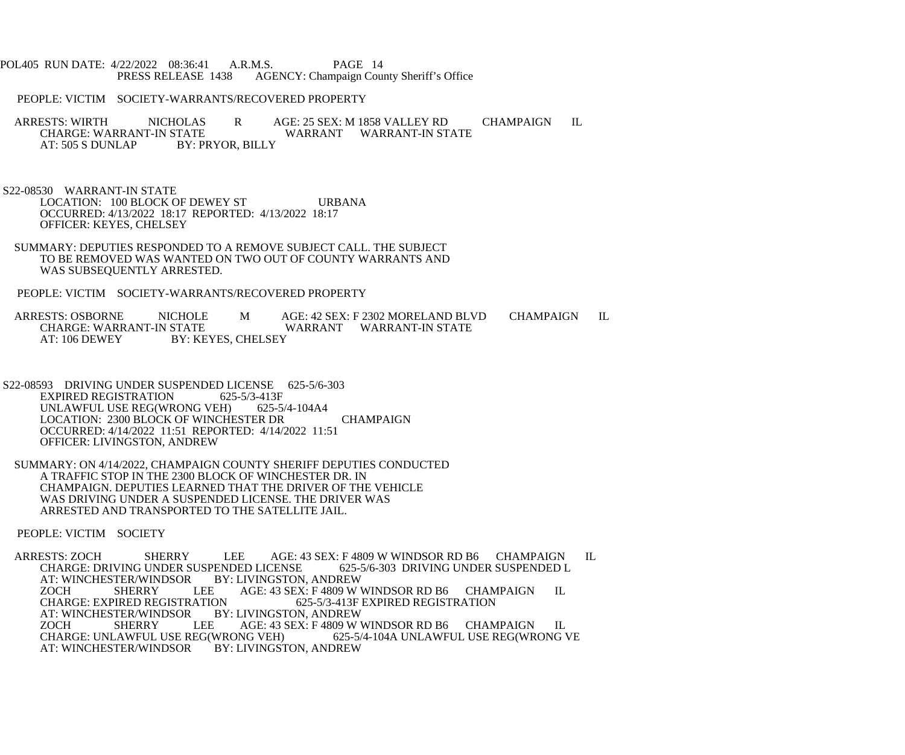PEOPLE: VICTIM SOCIETY-WARRANTS/RECOVERED PROPERTY

ARRESTS: WIRTH NICHOLAS R AGE: 25 SEX: M 1858 VALLEY RD CHAMPAIGN IL
CHARGE: WARRANT-IN STATE WARRANT WARRANT-IN STATE
AT: 505 S DUNLAP BY: PRYOR, BILLY

S22-08530 WARRANT-IN STATE
LOCATION: 100 BLOCK OF DEWEY ST URBANA
OCCURRED: 4/13/2022 18:17 REPORTED: 4/13/2022 18:17
OFFICER: KEYES, CHELSEY

SUMMARY: DEPUTIES RESPONDED TO A REMOVE SUBJECT CALL. THE SUBJECT TO BE REMOVED WAS WANTED ON TWO OUT OF COUNTY WARRANTS AND WAS SUBSEQUENTLY ARRESTED.

PEOPLE: VICTIM SOCIETY-WARRANTS/RECOVERED PROPERTY

ARRESTS: OSBORNE NICHOLE M AGE: 42 SEX: F 2302 MORELAND BLVD CHAMPAIGN IL
CHARGE: WARRANT-IN STATE WARRANT WARRANT-IN STATE
AT: 106 DEWEY BY: KEYES, CHELSEY

S22-08593 DRIVING UNDER SUSPENDED LICENSE 625-5/6-303
EXPIRED REGISTRATION 625-5/3-413F
UNLAWFUL USE REG(WRONG VEH) 625-5/4-104A4
LOCATION: 2300 BLOCK OF WINCHESTER DR CHAMPAIGN
OCCURRED: 4/14/2022 11:51 REPORTED: 4/14/2022 11:51
OFFICER: LIVINGSTON, ANDREW

SUMMARY: ON 4/14/2022, CHAMPAIGN COUNTY SHERIFF DEPUTIES CONDUCTED A TRAFFIC STOP IN THE 2300 BLOCK OF WINCHESTER DR. IN CHAMPAIGN. DEPUTIES LEARNED THAT THE DRIVER OF THE VEHICLE WAS DRIVING UNDER A SUSPENDED LICENSE. THE DRIVER WAS ARRESTED AND TRANSPORTED TO THE SATELLITE JAIL.

PEOPLE: VICTIM SOCIETY

ARRESTS: ZOCH SHERRY LEE AGE: 43 SEX: F 4809 W WINDSOR RD B6 CHAMPAIGN IL
CHARGE: DRIVING UNDER SUSPENDED LICENSE 625-5/6-303 DRIVING UNDER SUSPENDED L
AT: WINCHESTER/WINDSOR BY: LIVINGSTON, ANDREW
ZOCH SHERRY LEE AGE: 43 SEX: F 4809 W WINDSOR RD B6 CHAMPAIGN IL
CHARGE: EXPIRED REGISTRATION 625-5/3-413F EXPIRED REGISTRATION
AT: WINCHESTER/WINDSOR BY: LIVINGSTON, ANDREW
ZOCH SHERRY LEE AGE: 43 SEX: F 4809 W WINDSOR RD B6 CHAMPAIGN IL
CHARGE: UNLAWFUL USE REG(WRONG VEH) 625-5/4-104A UNLAWFUL USE REG(WRONG VE
AT: WINCHESTER/WINDSOR BY: LIVINGSTON, ANDREW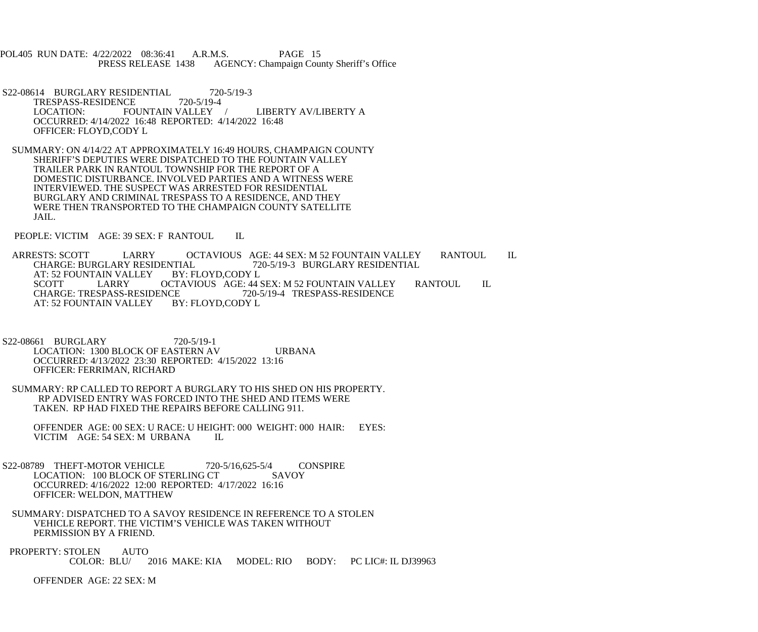S22-08614 BURGLARY RESIDENTIAL 720-5/19-3
TRESPASS-RESIDENCE 720-5/19-4
LOCATION: FOUNTAIN VALLEY / LIBERTY AV/LIBERTY A
OCCURRED: 4/14/2022 16:48 REPORTED: 4/14/2022 16:48
OFFICER: FLOYD,CODY L

SUMMARY: ON 4/14/22 AT APPROXIMATELY 16:49 HOURS, CHAMPAIGN COUNTY SHERIFF'S DEPUTIES WERE DISPATCHED TO THE FOUNTAIN VALLEY TRAILER PARK IN RANTOUL TOWNSHIP FOR THE REPORT OF A DOMESTIC DISTURBANCE. INVOLVED PARTIES AND A WITNESS WERE INTERVIEWED. THE SUSPECT WAS ARRESTED FOR RESIDENTIAL BURGLARY AND CRIMINAL TRESPASS TO A RESIDENCE, AND THEY WERE THEN TRANSPORTED TO THE CHAMPAIGN COUNTY SATELLITE JAIL.

PEOPLE: VICTIM AGE: 39 SEX: F RANTOUL IL

ARRESTS: SCOTT LARRY OCTAVIOUS AGE: 44 SEX: M 52 FOUNTAIN VALLEY RANTOUL IL
CHARGE: BURGLARY RESIDENTIAL 720-5/19-3 BURGLARY RESIDENTIAL
AT: 52 FOUNTAIN VALLEY BY: FLOYD,CODY L
SCOTT LARRY OCTAVIOUS AGE: 44 SEX: M 52 FOUNTAIN VALLEY RANTOUL IL
CHARGE: TRESPASS-RESIDENCE 720-5/19-4 TRESPASS-RESIDENCE
AT: 52 FOUNTAIN VALLEY BY: FLOYD,CODY L

S22-08661 BURGLARY 720-5/19-1
LOCATION: 1300 BLOCK OF EASTERN AV URBANA
OCCURRED: 4/13/2022 23:30 REPORTED: 4/15/2022 13:16
OFFICER: FERRIMAN, RICHARD

SUMMARY: RP CALLED TO REPORT A BURGLARY TO HIS SHED ON HIS PROPERTY. RP ADVISED ENTRY WAS FORCED INTO THE SHED AND ITEMS WERE TAKEN. RP HAD FIXED THE REPAIRS BEFORE CALLING 911.

OFFENDER AGE: 00 SEX: U RACE: U HEIGHT: 000 WEIGHT: 000 HAIR: EYES:
VICTIM AGE: 54 SEX: M URBANA IL

S22-08789 THEFT-MOTOR VEHICLE 720-5/16,625-5/4 CONSPIRE
LOCATION: 100 BLOCK OF STERLING CT SAVOY
OCCURRED: 4/16/2022 12:00 REPORTED: 4/17/2022 16:16
OFFICER: WELDON, MATTHEW

SUMMARY: DISPATCHED TO A SAVOY RESIDENCE IN REFERENCE TO A STOLEN VEHICLE REPORT. THE VICTIM'S VEHICLE WAS TAKEN WITHOUT PERMISSION BY A FRIEND.

PROPERTY: STOLEN AUTO
COLOR: BLU/ 2016 MAKE: KIA MODEL: RIO BODY: PC LIC#: IL DJ39963

OFFENDER AGE: 22 SEX: M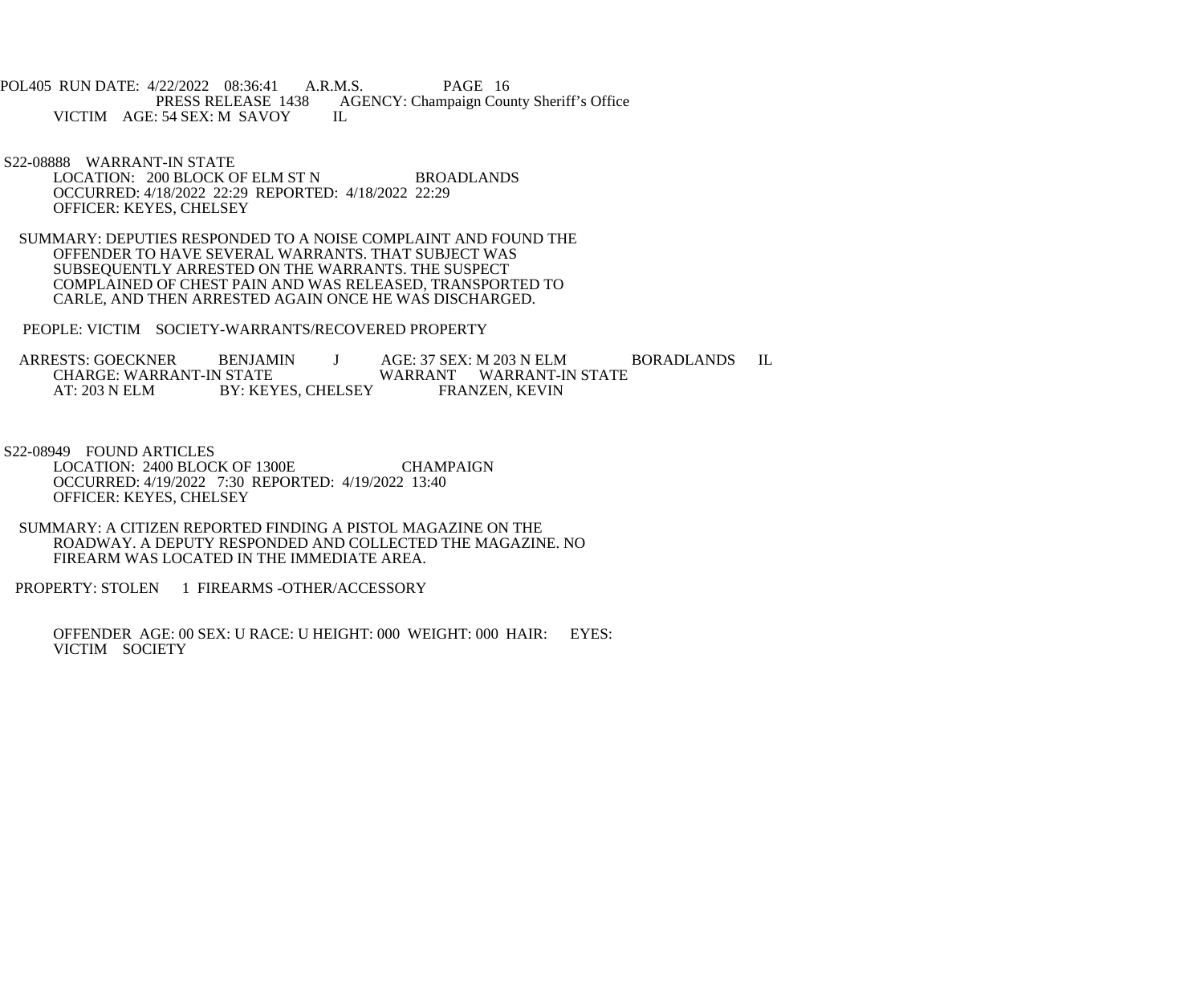POL405 RUN DATE: 4/22/2022 08:36:41 A.R.M.S. PAGE 16
PRESS RELEASE 1438 AGENCY: Champaign County Sheriff's Office

VICTIM AGE: 54 SEX: M SAVOY IL

S22-08888 WARRANT-IN STATE
LOCATION: 200 BLOCK OF ELM ST N BROADLANDS
OCCURRED: 4/18/2022 22:29 REPORTED: 4/18/2022 22:29
OFFICER: KEYES, CHELSEY

SUMMARY: DEPUTIES RESPONDED TO A NOISE COMPLAINT AND FOUND THE OFFENDER TO HAVE SEVERAL WARRANTS. THAT SUBJECT WAS SUBSEQUENTLY ARRESTED ON THE WARRANTS. THE SUSPECT COMPLAINED OF CHEST PAIN AND WAS RELEASED, TRANSPORTED TO CARLE, AND THEN ARRESTED AGAIN ONCE HE WAS DISCHARGED.

PEOPLE: VICTIM SOCIETY-WARRANTS/RECOVERED PROPERTY

ARRESTS: GOECKNER BENJAMIN J AGE: 37 SEX: M 203 N ELM BORADLANDS IL
CHARGE: WARRANT-IN STATE WARRANT WARRANT-IN STATE
AT: 203 N ELM BY: KEYES, CHELSEY FRANZEN, KEVIN

S22-08949 FOUND ARTICLES
LOCATION: 2400 BLOCK OF 1300E CHAMPAIGN
OCCURRED: 4/19/2022 7:30 REPORTED: 4/19/2022 13:40
OFFICER: KEYES, CHELSEY

SUMMARY: A CITIZEN REPORTED FINDING A PISTOL MAGAZINE ON THE ROADWAY. A DEPUTY RESPONDED AND COLLECTED THE MAGAZINE. NO FIREARM WAS LOCATED IN THE IMMEDIATE AREA.

PROPERTY: STOLEN 1 FIREARMS -OTHER/ACCESSORY

OFFENDER AGE: 00 SEX: U RACE: U HEIGHT: 000 WEIGHT: 000 HAIR: EYES:
VICTIM SOCIETY